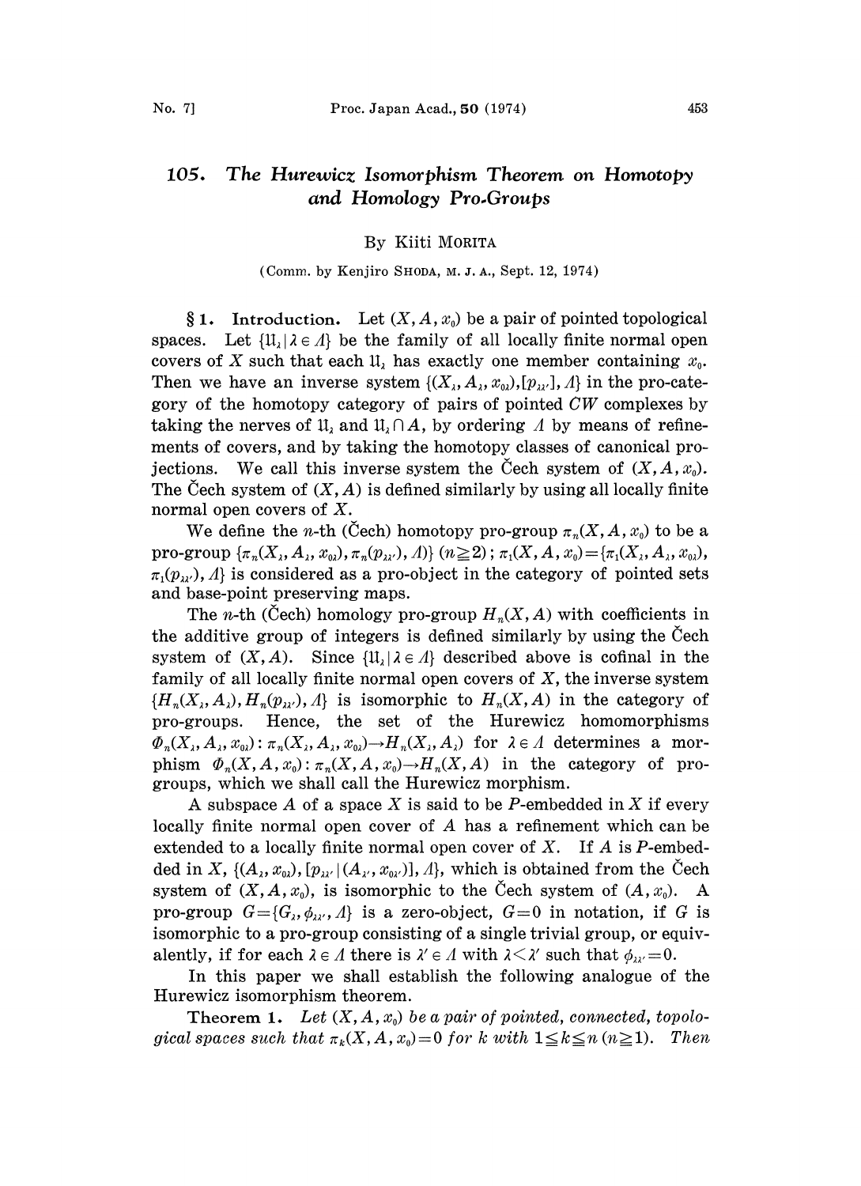# 105. The Hurewicz Isomorphism Theorem on Homotopy and Homology Pro-Groups

By Kiiti MORITA

(Comm. by Kenjiro SHODA, M. J. A., Sept. 12, 1974)

**§1. Introduction.** Let $(X, A, x_0)$ be a pair of pointed topological spaces. Let $\{\mathfrak{U}_\lambda \mid \lambda \in \Lambda\}$ be the family of all locally finite normal open covers of $X$ such that each $\mathfrak{U}_\lambda$ has exactly one member containing $x_0$. Then we have an inverse system $\{(X_\lambda, A_\lambda, x_{0\lambda}), [p_{\lambda\lambda'}], \Lambda\}$ in the pro-category of the homotopy category of pairs of pointed $CW$ complexes by taking the nerves of $\mathfrak{U}_\lambda$ and $\mathfrak{U}_\lambda \cap A$, by ordering $\Lambda$ by means of refinements of covers, and by taking the homotopy classes of canonical projections. We call this inverse system the Čech system of $(X, A, x_0)$. The Čech system of $(X, A)$ is defined similarly by using all locally finite normal open covers of $X$.

We define the $n$-th (Čech) homotopy pro-group $\pi_n(X, A, x_0)$ to be a pro-group $\{\pi_n(X_\lambda, A_\lambda, x_{0\lambda}), \pi_n(p_{\lambda\lambda'}), \Lambda\}$ $(n \geqq 2)$; $\pi_1(X, A, x_0) = \{\pi_1(X_\lambda, A_\lambda, x_{0\lambda}), \pi_1(p_{\lambda\lambda'}), \Lambda\}$ is considered as a pro-object in the category of pointed sets and base-point preserving maps.

The $n$-th (Čech) homology pro-group $H_n(X, A)$ with coefficients in the additive group of integers is defined similarly by using the Čech system of $(X, A)$. Since $\{\mathfrak{U}_\lambda \mid \lambda \in \Lambda\}$ described above is cofinal in the family of all locally finite normal open covers of $X$, the inverse system $\{H_n(X_\lambda, A_\lambda), H_n(p_{\lambda\lambda'}), \Lambda\}$ is isomorphic to $H_n(X, A)$ in the category of pro-groups. Hence, the set of the Hurewicz homomorphisms $\Phi_n(X_\lambda, A_\lambda, x_{0\lambda}) : \pi_n(X_\lambda, A_\lambda, x_{0\lambda}) \to H_n(X_\lambda, A_\lambda)$ for $\lambda \in \Lambda$ determines a morphism $\Phi_n(X, A, x_0) : \pi_n(X, A, x_0) \to H_n(X, A)$ in the category of pro-groups, which we shall call the Hurewicz morphism.

A subspace $A$ of a space $X$ is said to be $P$-embedded in $X$ if every locally finite normal open cover of $A$ has a refinement which can be extended to a locally finite normal open cover of $X$. If $A$ is $P$-embedded in $X$, $\{(A_\lambda, x_{0\lambda}), [p_{\lambda\lambda'} \mid (A_{\lambda'}, x_{0\lambda'})], \Lambda\}$, which is obtained from the Čech system of $(X, A, x_0)$, is isomorphic to the Čech system of $(A, x_0)$. A pro-group $G = \{G_\lambda, \phi_{\lambda\lambda'}, \Lambda\}$ is a zero-object, $G = 0$ in notation, if $G$ is isomorphic to a pro-group consisting of a single trivial group, or equivalently, if for each $\lambda \in \Lambda$ there is $\lambda' \in \Lambda$ with $\lambda < \lambda'$ such that $\phi_{\lambda\lambda'} = 0$.

In this paper we shall establish the following analogue of the Hurewicz isomorphism theorem.

**Theorem 1.** *Let $(X, A, x_0)$ be a pair of pointed, connected, topological spaces such that $\pi_k(X, A, x_0) = 0$ for $k$ with $1 \leqq k \leqq n$ $(n \geqq 1)$. Then*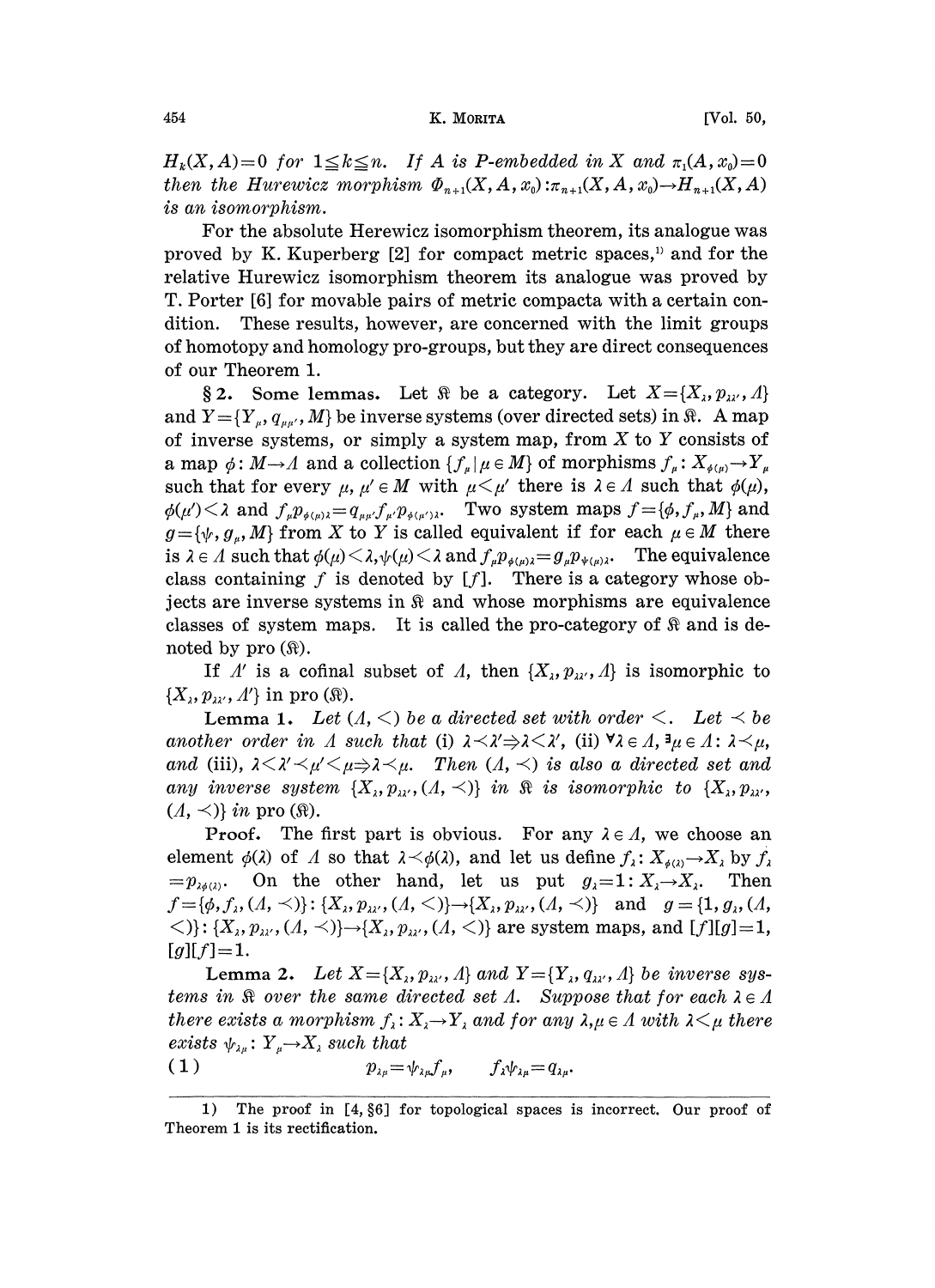$H_k(X, A)=0$ *for* $1 \leqq k \leqq n$. *If* $A$ *is* $P$-*embedded in* $X$ *and* $\pi_1(A, x_0)=0$ *then the Hurewicz morphism* $\Phi_{n+1}(X, A, x_0): \pi_{n+1}(X, A, x_0) \to H_{n+1}(X, A)$ *is an isomorphism.*

For the absolute Herewicz isomorphism theorem, its analogue was proved by K. Kuperberg [2] for compact metric spaces,[1] and for the relative Hurewicz isomorphism theorem its analogue was proved by T. Porter [6] for movable pairs of metric compacta with a certain condition. These results, however, are concerned with the limit groups of homotopy and homology pro-groups, but they are direct consequences of our Theorem 1.

**§ 2. Some lemmas.** Let $\mathfrak{K}$ be a category. Let $X=\{X_\lambda, p_{\lambda\lambda'}, \Lambda\}$ and $Y=\{Y_\mu, q_{\mu\mu'}, M\}$ be inverse systems (over directed sets) in $\mathfrak{K}$. A map of inverse systems, or simply a system map, from $X$ to $Y$ consists of a map $\phi: M \to \Lambda$ and a collection $\{f_\mu \mid \mu \in M\}$ of morphisms $f_\mu: X_{\phi(\mu)} \to Y_\mu$ such that for every $\mu, \mu' \in M$ with $\mu < \mu'$ there is $\lambda \in \Lambda$ such that $\phi(\mu)$, $\phi(\mu') < \lambda$ and $f_\mu p_{\phi(\mu)\lambda} = q_{\mu\mu'} f_{\mu'} p_{\phi(\mu')\lambda}$. Two system maps $f=\{\phi, f_\mu, M\}$ and $g=\{\psi, g_\mu, M\}$ from $X$ to $Y$ is called equivalent if for each $\mu \in M$ there is $\lambda \in \Lambda$ such that $\phi(\mu) < \lambda, \psi(\mu) < \lambda$ and $f_\mu p_{\phi(\mu)\lambda} = g_\mu p_{\psi(\mu)\lambda}$. The equivalence class containing $f$ is denoted by $[f]$. There is a category whose objects are inverse systems in $\mathfrak{K}$ and whose morphisms are equivalence classes of system maps. It is called the pro-category of $\mathfrak{K}$ and is denoted by pro $(\mathfrak{K})$.

If $\Lambda'$ is a cofinal subset of $\Lambda$, then $\{X_\lambda, p_{\lambda\lambda'}, \Lambda\}$ is isomorphic to $\{X_\lambda, p_{\lambda\lambda'}, \Lambda'\}$ in pro $(\mathfrak{K})$.

**Lemma 1.** *Let* $(\Lambda, <)$ *be a directed set with order* $<$. *Let* $\prec$ *be another order in* $\Lambda$ *such that* (i) $\lambda \prec \lambda' \Rightarrow \lambda < \lambda'$, (ii) $\forall \lambda \in \Lambda, \exists \mu \in \Lambda: \lambda \prec \mu$, *and* (iii), $\lambda < \lambda' \prec \mu' < \mu \Rightarrow \lambda \prec \mu$. *Then* $(\Lambda, \prec)$ *is also a directed set and any inverse system* $\{X_\lambda, p_{\lambda\lambda'}, (\Lambda, \prec)\}$ *in* $\mathfrak{K}$ *is isomorphic to* $\{X_\lambda, p_{\lambda\lambda'}, (\Lambda, \prec)\}$ *in* pro $(\mathfrak{K})$.

*Proof.* The first part is obvious. For any $\lambda \in \Lambda$, we choose an element $\phi(\lambda)$ of $\Lambda$ so that $\lambda \prec \phi(\lambda)$, and let us define $f_\lambda: X_{\phi(\lambda)} \to X_\lambda$ by $f_\lambda = p_{\lambda\phi(\lambda)}$. On the other hand, let us put $g_\lambda = 1: X_\lambda \to X_\lambda$. Then $f=\{\phi, f_\lambda, (\Lambda, \prec)\}: \{X_\lambda, p_{\lambda\lambda'}, (\Lambda, <)\} \to \{X_\lambda, p_{\lambda\lambda'}, (\Lambda, \prec)\}$ and $g=\{1, g_\lambda, (\Lambda, <)\}: \{X_\lambda, p_{\lambda\lambda'}, (\Lambda, \prec)\} \to \{X_\lambda, p_{\lambda\lambda'}, (\Lambda, <)\}$ are system maps, and $[f][g]=1$, $[g][f]=1$.

**Lemma 2.** *Let* $X=\{X_\lambda, p_{\lambda\lambda'}, \Lambda\}$ *and* $Y=\{Y_\lambda, q_{\lambda\lambda'}, \Lambda\}$ *be inverse systems in* $\mathfrak{K}$ *over the same directed set* $\Lambda$. *Suppose that for each* $\lambda \in \Lambda$ *there exists a morphism* $f_\lambda: X_\lambda \to Y_\lambda$ *and for any* $\lambda, \mu \in \Lambda$ *with* $\lambda < \mu$ *there exists* $\psi_{\lambda\mu}: Y_\mu \to X_\lambda$ *such that*

$$(1) \qquad p_{\lambda\mu} = \psi_{\lambda\mu} f_\mu, \qquad f_\lambda \psi_{\lambda\mu} = q_{\lambda\mu}.$$

---

1) The proof in [4, §6] for topological spaces is incorrect. Our proof of Theorem 1 is its rectification.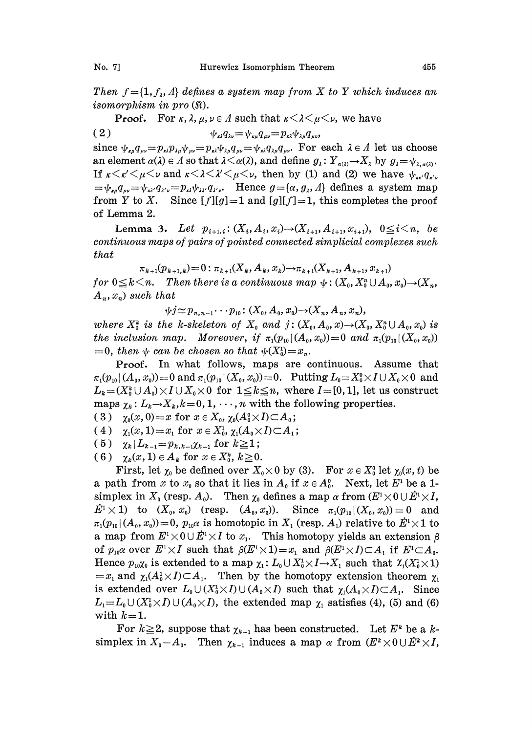*Then $f=\{1, f_\lambda, \Lambda\}$ defines a system map from $X$ to $Y$ which induces an isomorphism in pro $(\mathfrak{K})$.*

**Proof.** For $\kappa, \lambda, \mu, \nu \in \Lambda$ such that $\kappa<\lambda<\mu<\nu$, we have

$$\psi_{\kappa\lambda}q_{\lambda\nu}=\psi_{\kappa\mu}q_{\mu\nu}=p_{\kappa\lambda}\psi_{\lambda\mu}q_{\mu\nu}, \tag{2}$$

since $\psi_{\kappa\mu}q_{\mu\nu}=p_{\kappa\lambda}p_{\lambda\mu}\psi_{\mu\nu}=p_{\kappa\lambda}\psi_{\lambda\mu}q_{\mu\nu}=\psi_{\kappa\lambda}q_{\lambda\mu}q_{\mu\nu}$. For each $\lambda \in \Lambda$ let us choose an element $\alpha(\lambda) \in \Lambda$ so that $\lambda<\alpha(\lambda)$, and define $g_\lambda: Y_{\alpha(\lambda)}\to X_\lambda$ by $g_\lambda=\psi_{\lambda,\alpha(\lambda)}$. If $\kappa<\kappa'<\mu<\nu$ and $\kappa<\lambda<\lambda'<\mu<\nu$, then by (1) and (2) we have $\psi_{\kappa\kappa'}q_{\kappa'\nu}=\psi_{\kappa\mu}q_{\mu\nu}=\psi_{\kappa\lambda'}q_{\lambda'\nu}=p_{\kappa\lambda}\psi_{\lambda\lambda'}q_{\lambda'\nu}$. Hence $g=\{\alpha, g_\lambda, \Lambda\}$ defines a system map from $Y$ to $X$. Since $[f][g]=1$ and $[g][f]=1$, this completes the proof of Lemma 2.

**Lemma 3.** *Let $p_{i+1,i}: (X_i, A_i, x_i)\to(X_{i+1}, A_{i+1}, x_{i+1})$, $0\leqq i<n$, be continuous maps of pairs of pointed connected simplicial complexes such that*

$$\pi_{k+1}(p_{k+1,k})=0: \pi_{k+1}(X_k, A_k, x_k)\to\pi_{k+1}(X_{k+1}, A_{k+1}, x_{k+1})$$

*for $0\leqq k<n$. Then there is a continuous map $\psi: (X_0, X_0^n\cup A_0, x_0)\to(X_n, A_n, x_n)$ such that*

$$\psi j\simeq p_{n,n-1}\cdots p_{10}: (X_0, A_0, x_0)\to(X_n, A_n, x_n),$$

*where $X_0^k$ is the $k$-skeleton of $X_0$ and $j: (X_0, A_0, x)\to(X_0, X_0^n\cup A_0, x_0)$ is the inclusion map. Moreover, if $\pi_1(p_{10}|(A_0, x_0))=0$ and $\pi_1(p_{10}|(X_0, x_0))=0$, then $\psi$ can be chosen so that $\psi(X_0^1)=x_n$.*

**Proof.** In what follows, maps are continuous. Assume that $\pi_1(p_{10}|(A_0, x_0))=0$ and $\pi_1(p_{10}|(X_0, x_0))=0$. Putting $L_0=X_0^0\times I\cup X_0\times 0$ and $L_k=(X_0^k\cup A_0)\times I\cup X_0\times 0$ for $1\leqq k\leqq n$, where $I=[0,1]$, let us construct maps $\chi_k: L_k\to X_k, k=0,1,\cdots,n$ with the following properties.

(3) $\chi_0(x,0)=x$ for $x\in X_0$, $\chi_0(A_0^0\times I)\subset A_0$;

(4) $\chi_1(x,1)=x_1$ for $x\in X_0^1$, $\chi_1(A_0\times I)\subset A_1$;

(5) $\chi_k|L_{k-1}=p_{k,k-1}\chi_{k-1}$ for $k\geqq 1$;

(6) $\chi_k(x,1)\in A_k$ for $x\in X_0^k$, $k\geqq 0$.

First, let $\chi_0$ be defined over $X_0\times 0$ by (3). For $x\in X_0^0$ let $\chi_0(x,t)$ be a path from $x$ to $x_0$ so that it lies in $A_0$ if $x\in A_0^0$. Next, let $E^1$ be a 1-simplex in $X_0$ (resp. $A_0$). Then $\chi_0$ defines a map $\alpha$ from $(E^1\times 0\cup \dot{E}^1\times I, \dot{E}^1\times 1)$ to $(X_0, x_0)$ (resp. $(A_0, x_0)$). Since $\pi_1(p_{10}|(X_0, x_0))=0$ and $\pi_1(p_{10}|(A_0, x_0))=0$, $p_{10}\alpha$ is homotopic in $X_1$ (resp. $A_1$) relative to $\dot{E}^1\times 1$ to a map from $E^1\times 0\cup \dot{E}^1\times I$ to $x_1$. This homotopy yields an extension $\beta$ of $p_{10}\alpha$ over $E^1\times I$ such that $\beta(E^1\times 1)=x_1$ and $\beta(E^1\times I)\subset A_1$ if $E^1\subset A_0$. Hence $p_{10}\chi_0$ is extended to a map $\chi_1: L_0\cup X_0^1\times I\to X_1$ such that $\chi_1(X_0^1\times 1)=x_1$ and $\chi_1(A_0^1\times I)\subset A_1$. Then by the homotopy extension theorem $\chi_1$ is extended over $L_0\cup(X_0^1\times I)\cup(A_0\times I)$ such that $\chi_1(A_0\times I)\subset A_1$. Since $L_1=L_0\cup(X_0^1\times I)\cup(A_0\times I)$, the extended map $\chi_1$ satisfies (4), (5) and (6) with $k=1$.

For $k\geqq 2$, suppose that $\chi_{k-1}$ has been constructed. Let $E^k$ be a $k$-simplex in $X_0-A_0$. Then $\chi_{k-1}$ induces a map $\alpha$ from $(E^k\times 0\cup \dot{E}^k\times I,$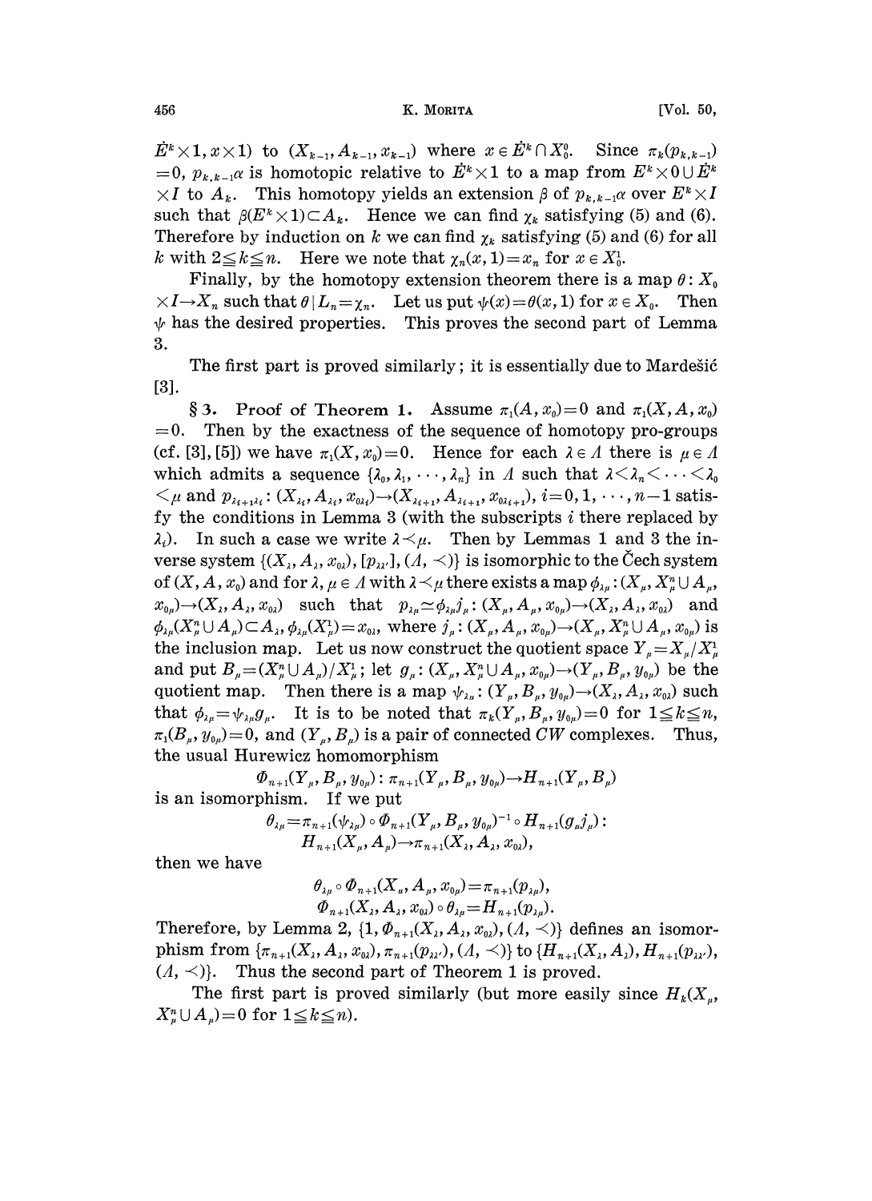$\dot{E}^k\times 1, x\times 1)$ to $(X_{k-1}, A_{k-1}, x_{k-1})$ where $x\in \dot{E}^k\cap X_0^0$. Since $\pi_k(p_{k,k-1})=0$, $p_{k,k-1}\alpha$ is homotopic relative to $\dot{E}^k\times 1$ to a map from $E^k\times 0\cup \dot{E}^k\times I$ to $A_k$. This homotopy yields an extension $\beta$ of $p_{k,k-1}\alpha$ over $E^k\times I$ such that $\beta(E^k\times 1)\subset A_k$. Hence we can find $\chi_k$ satisfying (5) and (6). Therefore by induction on $k$ we can find $\chi_k$ satisfying (5) and (6) for all $k$ with $2\leqq k\leqq n$. Here we note that $\chi_n(x, 1)=x_n$ for $x\in X_0^1$.

Finally, by the homotopy extension theorem there is a map $\theta: X_0\times I\to X_n$ such that $\theta|L_n=\chi_n$. Let us put $\psi(x)=\theta(x, 1)$ for $x\in X_0$. Then $\psi$ has the desired properties. This proves the second part of Lemma 3.

The first part is proved similarly; it is essentially due to Mardešić [3].

**§ 3. Proof of Theorem 1.** Assume $\pi_1(A, x_0)=0$ and $\pi_1(X, A, x_0)=0$. Then by the exactness of the sequence of homotopy pro-groups (cf. [3], [5]) we have $\pi_1(X, x_0)=0$. Hence for each $\lambda\in\Lambda$ there is $\mu\in\Lambda$ which admits a sequence $\{\lambda_0, \lambda_1, \cdots, \lambda_n\}$ in $\Lambda$ such that $\lambda<\lambda_n<\cdots<\lambda_0<\mu$ and $p_{\lambda_{i+1}\lambda_i}: (X_{\lambda_i}, A_{\lambda_i}, x_{0\lambda_i})\to(X_{\lambda_{i+1}}, A_{\lambda_{i+1}}, x_{0\lambda_{i+1}})$, $i=0, 1, \cdots, n-1$ satisfy the conditions in Lemma 3 (with the subscripts $i$ there replaced by $\lambda_i$). In such a case we write $\lambda\prec\mu$. Then by Lemmas 1 and 3 the inverse system $\{(X_\lambda, A_\lambda, x_{0\lambda}), [p_{\lambda\lambda'}], (\Lambda, \prec)\}$ is isomorphic to the Čech system of $(X, A, x_0)$ and for $\lambda, \mu\in\Lambda$ with $\lambda\prec\mu$ there exists a map $\phi_{\lambda\mu}: (X_\mu, X_\mu^n\cup A_\mu, x_{0\mu})\to(X_\lambda, A_\lambda, x_{0\lambda})$ such that $p_{\lambda\mu}\simeq\phi_{\lambda\mu}j_\mu: (X_\mu, A_\mu, x_{0\mu})\to(X_\lambda, A_\lambda, x_{0\lambda})$ and $\phi_{\lambda\mu}(X_\mu^n\cup A_\mu)\subset A_\lambda$, $\phi_{\lambda\mu}(X_\mu^1)=x_{0\lambda}$, where $j_\mu: (X_\mu, A_\mu, x_{0\mu})\to(X_\mu, X_\mu^n\cup A_\mu, x_{0\mu})$ is the inclusion map. Let us now construct the quotient space $Y_\mu=X_\mu/X_\mu^1$ and put $B_\mu=(X_\mu^n\cup A_\mu)/X_\mu^1$; let $g_\mu: (X_\mu, X_\mu^n\cup A_\mu, x_{0\mu})\to(Y_\mu, B_\mu, y_{0\mu})$ be the quotient map. Then there is a map $\psi_{\lambda\mu}: (Y_\mu, B_\mu, y_{0\mu})\to(X_\lambda, A_\lambda, x_{0\lambda})$ such that $\phi_{\lambda\mu}=\psi_{\lambda\mu}g_\mu$. It is to be noted that $\pi_k(Y_\mu, B_\mu, y_{0\mu})=0$ for $1\leqq k\leqq n$, $\pi_1(B_\mu, y_{0\mu})=0$, and $(Y_\mu, B_\mu)$ is a pair of connected $CW$ complexes. Thus, the usual Hurewicz homomorphism

$$\Phi_{n+1}(Y_\mu, B_\mu, y_{0\mu}): \pi_{n+1}(Y_\mu, B_\mu, y_{0\mu})\to H_{n+1}(Y_\mu, B_\mu)$$

is an isomorphism. If we put

$$\theta_{\lambda\mu}=\pi_{n+1}(\psi_{\lambda\mu})\circ\Phi_{n+1}(Y_\mu, B_\mu, y_{0\mu})^{-1}\circ H_{n+1}(g_\mu j_\mu): H_{n+1}(X_\mu, A_\mu)\to\pi_{n+1}(X_\lambda, A_\lambda, x_{0\lambda}),$$

then we have

$$\theta_{\lambda\mu}\circ\Phi_{n+1}(X_\mu, A_\mu, x_{0\mu})=\pi_{n+1}(p_{\lambda\mu}),$$
$$\Phi_{n+1}(X_\lambda, A_\lambda, x_{0\lambda})\circ\theta_{\lambda\mu}=H_{n+1}(p_{\lambda\mu}).$$

Therefore, by Lemma 2, $\{1, \Phi_{n+1}(X_\lambda, A_\lambda, x_{0\lambda}), (\Lambda, \prec)\}$ defines an isomorphism from $\{\pi_{n+1}(X_\lambda, A_\lambda, x_{0\lambda}), \pi_{n+1}(p_{\lambda\lambda'}), (\Lambda, \prec)\}$ to $\{H_{n+1}(X_\lambda, A_\lambda), H_{n+1}(p_{\lambda\lambda'}), (\Lambda, \prec)\}$. Thus the second part of Theorem 1 is proved.

The first part is proved similarly (but more easily since $H_k(X_\mu, X_\mu^n\cup A_\mu)=0$ for $1\leqq k\leqq n$).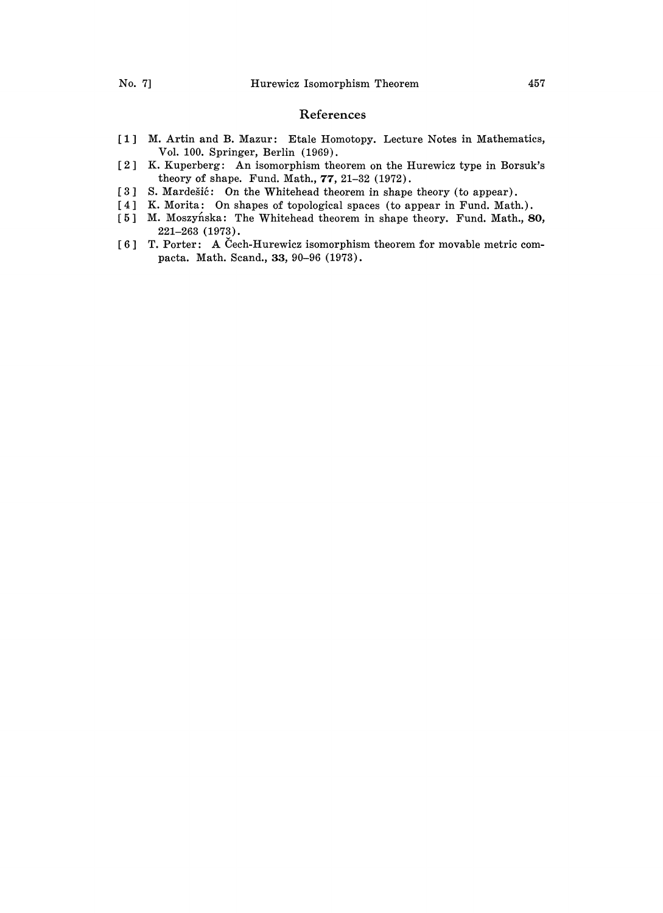## References

[1] M. Artin and B. Mazur: Etale Homotopy. Lecture Notes in Mathematics, Vol. 100. Springer, Berlin (1969).

[2] K. Kuperberg: An isomorphism theorem on the Hurewicz type in Borsuk's theory of shape. Fund. Math., **77**, 21–32 (1972).

[3] S. Mardešić: On the Whitehead theorem in shape theory (to appear).

[4] K. Morita: On shapes of topological spaces (to appear in Fund. Math.).

[5] M. Moszyńska: The Whitehead theorem in shape theory. Fund. Math., **80**, 221–263 (1973).

[6] T. Porter: A Čech-Hurewicz isomorphism theorem for movable metric compacta. Math. Scand., **33**, 90–96 (1973).